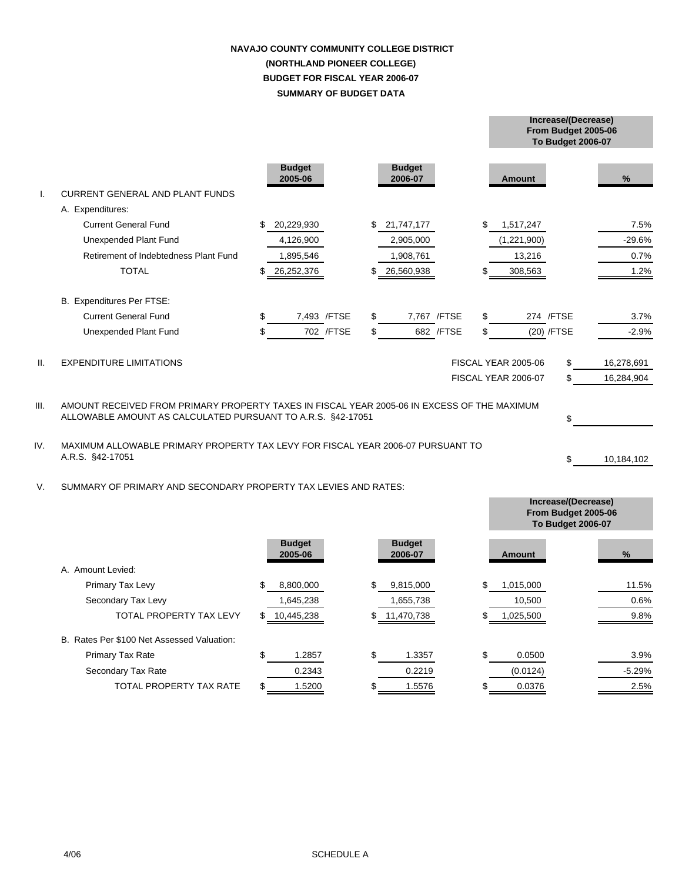# NAVAJO COUNTY COMMUNITY COLLEGE DISTRICT
## (NORTHLAND PIONEER COLLEGE)
## BUDGET FOR FISCAL YEAR 2006-07
## SUMMARY OF BUDGET DATA

| | Budget 2005-06 | Budget 2006-07 | Increase/(Decrease) From Budget 2005-06 To Budget 2006-07 Amount | % |
|---|---|---|---|---|
| **I. CURRENT GENERAL AND PLANT FUNDS** | | | | |
| A. Expenditures: | | | | |
| Current General Fund | $ 20,229,930 | $ 21,747,177 | $ 1,517,247 | 7.5% |
| Unexpended Plant Fund | 4,126,900 | 2,905,000 | (1,221,900) | -29.6% |
| Retirement of Indebtedness Plant Fund | 1,895,546 | 1,908,761 | 13,216 | 0.7% |
| TOTAL | $ 26,252,376 | $ 26,560,938 | $ 308,563 | 1.2% |
| B. Expenditures Per FTSE: | | | | |
| Current General Fund | $ 7,493 /FTSE | $ 7,767 /FTSE | $ 274 /FTSE | 3.7% |
| Unexpended Plant Fund | $ 702 /FTSE | $ 682 /FTSE | $ (20) /FTSE | -2.9% |

**II. EXPENDITURE LIMITATIONS**

| | |
|---|---|
| FISCAL YEAR 2005-06 | $ 16,278,691 |
| FISCAL YEAR 2006-07 | $ 16,284,904 |

**III.** AMOUNT RECEIVED FROM PRIMARY PROPERTY TAXES IN FISCAL YEAR 2005-06 IN EXCESS OF THE MAXIMUM ALLOWABLE AMOUNT AS CALCULATED PURSUANT TO A.R.S. §42-17051 $ ______

**IV.** MAXIMUM ALLOWABLE PRIMARY PROPERTY TAX LEVY FOR FISCAL YEAR 2006-07 PURSUANT TO A.R.S. §42-17051 $ 10,184,102

**V.** SUMMARY OF PRIMARY AND SECONDARY PROPERTY TAX LEVIES AND RATES:

| | Budget 2005-06 | Budget 2006-07 | Increase/(Decrease) From Budget 2005-06 To Budget 2006-07 Amount | % |
|---|---|---|---|---|
| A. Amount Levied: | | | | |
| Primary Tax Levy | $ 8,800,000 | $ 9,815,000 | $ 1,015,000 | 11.5% |
| Secondary Tax Levy | 1,645,238 | 1,655,738 | 10,500 | 0.6% |
| TOTAL PROPERTY TAX LEVY | $ 10,445,238 | $ 11,470,738 | $ 1,025,500 | 9.8% |
| B. Rates Per $100 Net Assessed Valuation: | | | | |
| Primary Tax Rate | $ 1.2857 | $ 1.3357 | $ 0.0500 | 3.9% |
| Secondary Tax Rate | 0.2343 | 0.2219 | (0.0124) | -5.29% |
| TOTAL PROPERTY TAX RATE | $ 1.5200 | $ 1.5576 | $ 0.0376 | 2.5% |

4/06 SCHEDULE A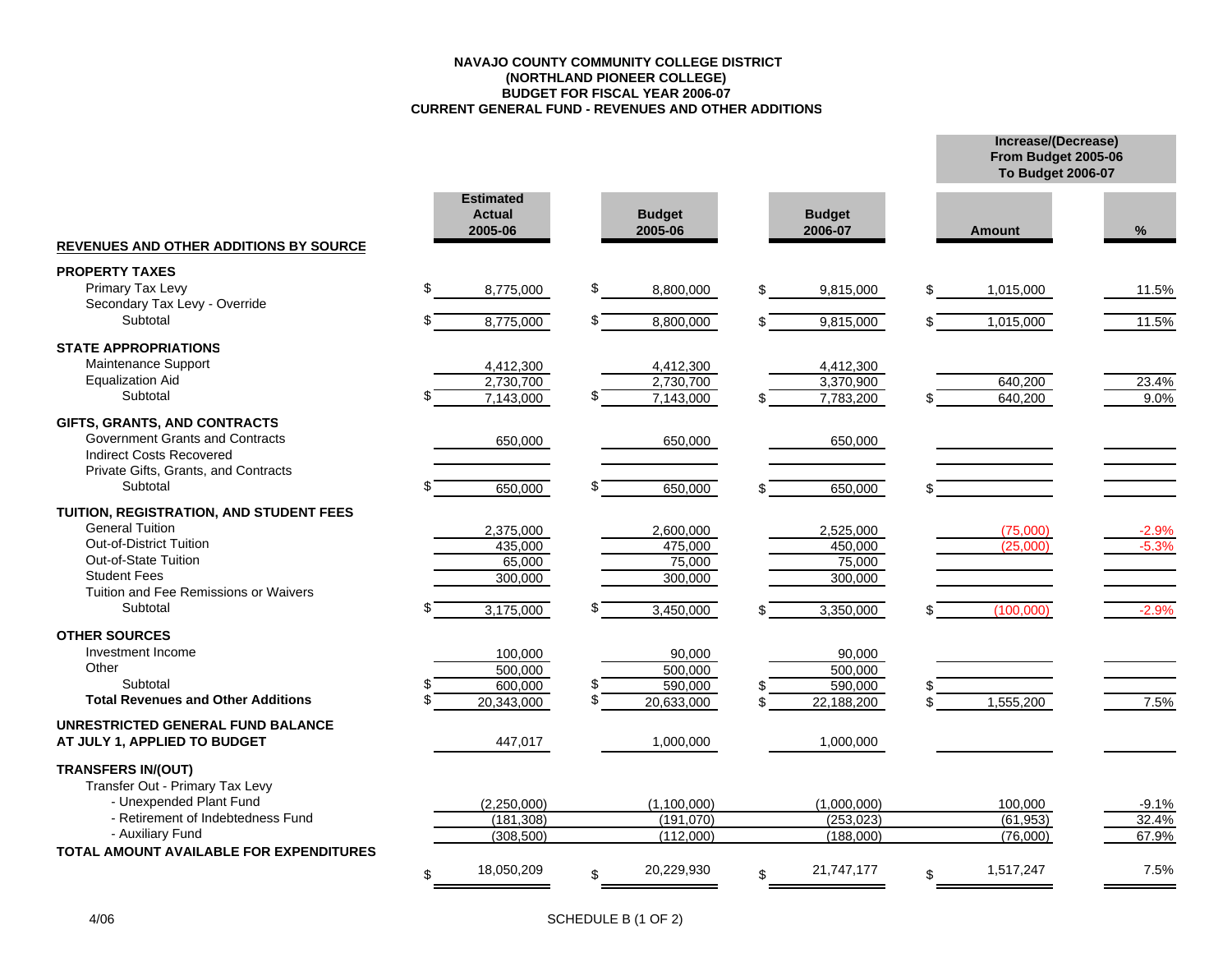**NAVAJO COUNTY COMMUNITY COLLEGE DISTRICT**
**(NORTHLAND PIONEER COLLEGE)**
**BUDGET FOR FISCAL YEAR 2006-07**
**CURRENT GENERAL FUND - REVENUES AND OTHER ADDITIONS**

| REVENUES AND OTHER ADDITIONS BY SOURCE | Estimated Actual 2005-06 | Budget 2005-06 | Budget 2006-07 | Increase/(Decrease) From Budget 2005-06 To Budget 2006-07 Amount | % |
|---|---|---|---|---|---|
| **PROPERTY TAXES** | | | | | |
| Primary Tax Levy | $ 8,775,000 | $ 8,800,000 | $ 9,815,000 | $ 1,015,000 | 11.5% |
| Secondary Tax Levy - Override | | | | | |
| Subtotal | $ 8,775,000 | $ 8,800,000 | $ 9,815,000 | $ 1,015,000 | 11.5% |
| **STATE APPROPRIATIONS** | | | | | |
| Maintenance Support | 4,412,300 | 4,412,300 | 4,412,300 | | |
| Equalization Aid | 2,730,700 | 2,730,700 | 3,370,900 | 640,200 | 23.4% |
| Subtotal | $ 7,143,000 | $ 7,143,000 | $ 7,783,200 | $ 640,200 | 9.0% |
| **GIFTS, GRANTS, AND CONTRACTS** | | | | | |
| Government Grants and Contracts | 650,000 | 650,000 | 650,000 | | |
| Indirect Costs Recovered | | | | | |
| Private Gifts, Grants, and Contracts | | | | | |
| Subtotal | $ 650,000 | $ 650,000 | $ 650,000 | $ | |
| **TUITION, REGISTRATION, AND STUDENT FEES** | | | | | |
| General Tuition | 2,375,000 | 2,600,000 | 2,525,000 | (75,000) | -2.9% |
| Out-of-District Tuition | 435,000 | 475,000 | 450,000 | (25,000) | -5.3% |
| Out-of-State Tuition | 65,000 | 75,000 | 75,000 | | |
| Student Fees | 300,000 | 300,000 | 300,000 | | |
| Tuition and Fee Remissions or Waivers | | | | | |
| Subtotal | $ 3,175,000 | $ 3,450,000 | $ 3,350,000 | $ (100,000) | -2.9% |
| **OTHER SOURCES** | | | | | |
| Investment Income | 100,000 | 90,000 | 90,000 | | |
| Other | 500,000 | 500,000 | 500,000 | | |
| Subtotal | $ 600,000 | $ 590,000 | $ 590,000 | $ | |
| **Total Revenues and Other Additions** | $ 20,343,000 | $ 20,633,000 | $ 22,188,200 | $ 1,555,200 | 7.5% |
| **UNRESTRICTED GENERAL FUND BALANCE AT JULY 1, APPLIED TO BUDGET** | 447,017 | 1,000,000 | 1,000,000 | | |
| **TRANSFERS IN/(OUT)** | | | | | |
| Transfer Out - Primary Tax Levy | | | | | |
| - Unexpended Plant Fund | (2,250,000) | (1,100,000) | (1,000,000) | 100,000 | -9.1% |
| - Retirement of Indebtedness Fund | (181,308) | (191,070) | (253,023) | (61,953) | 32.4% |
| - Auxiliary Fund | (308,500) | (112,000) | (188,000) | (76,000) | 67.9% |
| **TOTAL AMOUNT AVAILABLE FOR EXPENDITURES** | $ 18,050,209 | $ 20,229,930 | $ 21,747,177 | $ 1,517,247 | 7.5% |

4/06

SCHEDULE B (1 OF 2)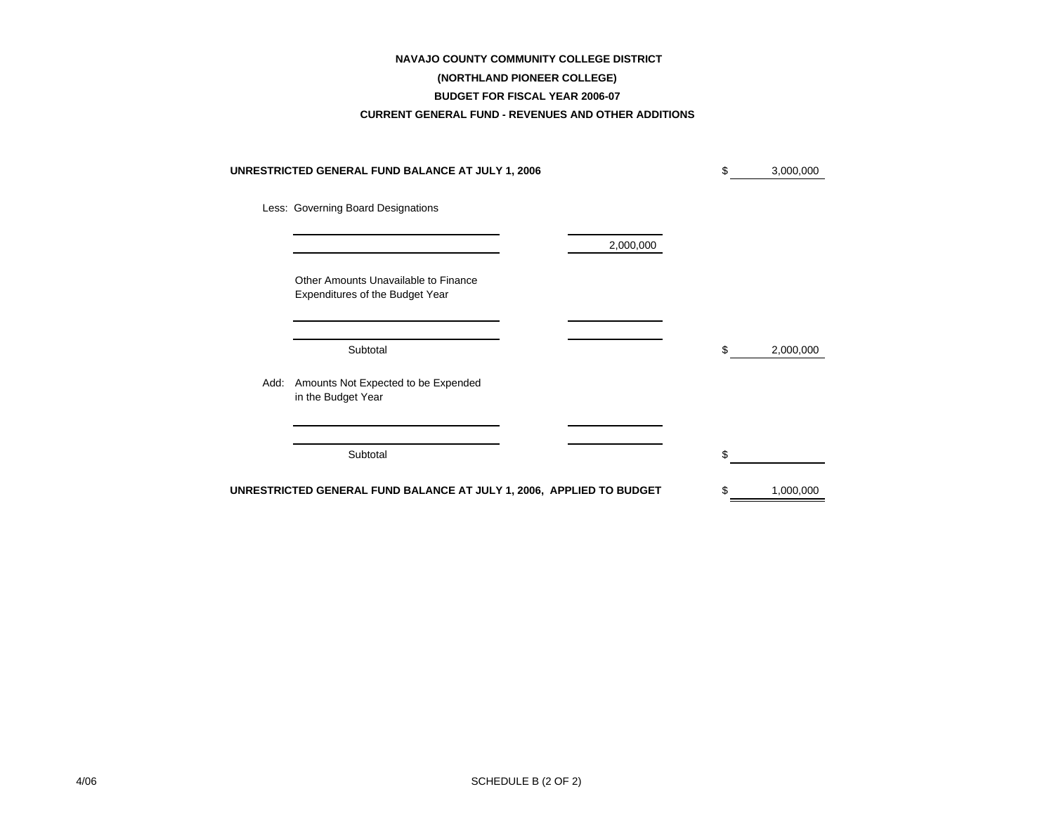**NAVAJO COUNTY COMMUNITY COLLEGE DISTRICT**

**(NORTHLAND PIONEER COLLEGE)**

**BUDGET FOR FISCAL YEAR 2006-07**

**CURRENT GENERAL FUND - REVENUES AND OTHER ADDITIONS**

| | | |
|---|---|---|
| **UNRESTRICTED GENERAL FUND BALANCE AT JULY 1, 2006** | | $ 3,000,000 |
| Less: Governing Board Designations | | |
| | | |
| | 2,000,000 | |
| Other Amounts Unavailable to Finance Expenditures of the Budget Year | | |
| | | |
| Subtotal | | $ 2,000,000 |
| Add: Amounts Not Expected to be Expended in the Budget Year | | |
| | | |
| Subtotal | | $ |
| **UNRESTRICTED GENERAL FUND BALANCE AT JULY 1, 2006, APPLIED TO BUDGET** | | $ 1,000,000 |

4/06

SCHEDULE B (2 OF 2)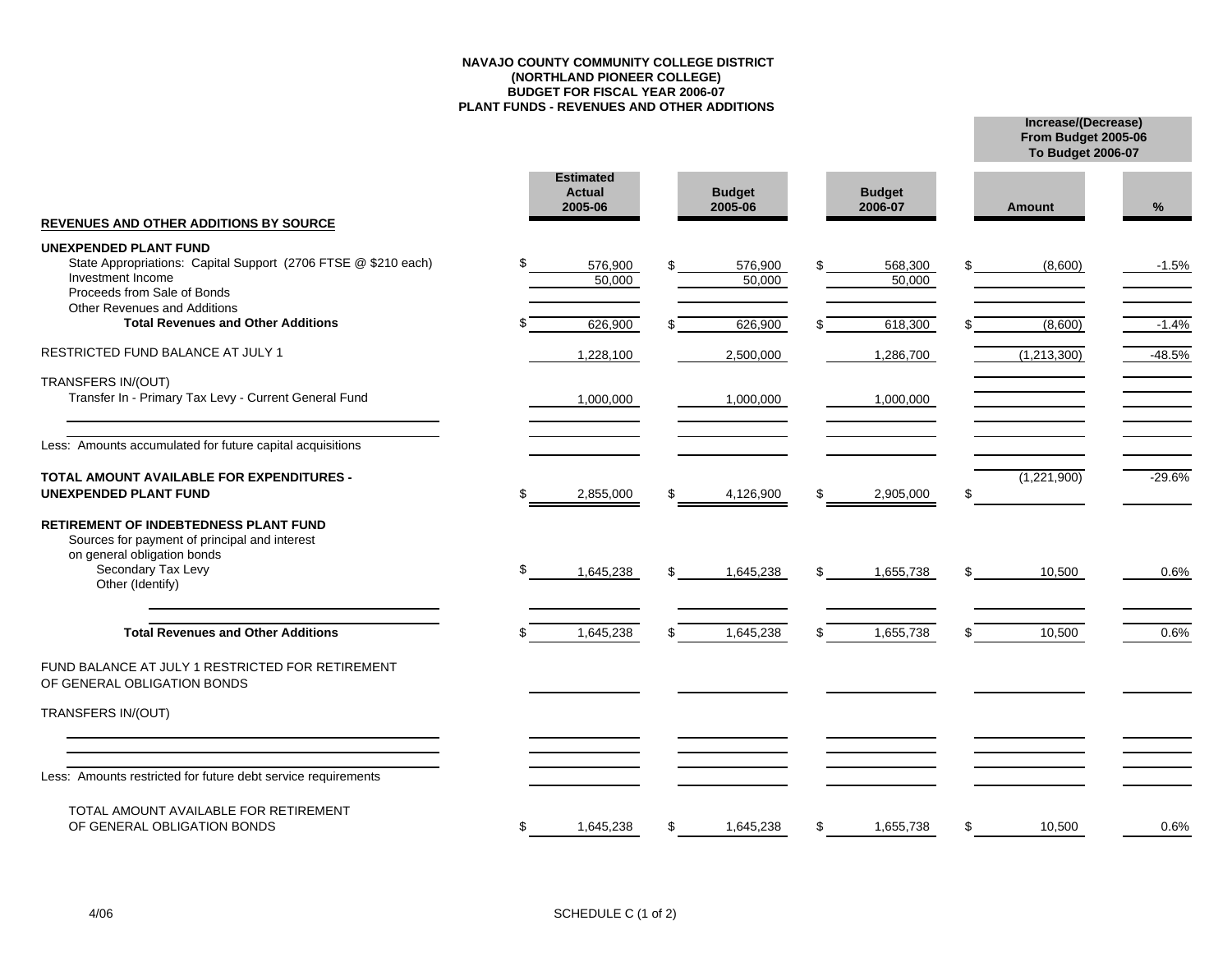**NAVAJO COUNTY COMMUNITY COLLEGE DISTRICT**
**(NORTHLAND PIONEER COLLEGE)**
**BUDGET FOR FISCAL YEAR 2006-07**
**PLANT FUNDS - REVENUES AND OTHER ADDITIONS**

| REVENUES AND OTHER ADDITIONS BY SOURCE | Estimated Actual 2005-06 | Budget 2005-06 | Budget 2006-07 | Increase/(Decrease) From Budget 2005-06 To Budget 2006-07 Amount | % |
|---|---|---|---|---|---|
| **UNEXPENDED PLANT FUND** | | | | | |
| State Appropriations: Capital Support (2706 FTSE @ $210 each) | $ 576,900 | $ 576,900 | $ 568,300 | $ (8,600) | -1.5% |
| Investment Income | 50,000 | 50,000 | 50,000 | | |
| Proceeds from Sale of Bonds | | | | | |
| Other Revenues and Additions | | | | | |
| **Total Revenues and Other Additions** | $ 626,900 | $ 626,900 | $ 618,300 | $ (8,600) | -1.4% |
| RESTRICTED FUND BALANCE AT JULY 1 | 1,228,100 | 2,500,000 | 1,286,700 | (1,213,300) | -48.5% |
| TRANSFERS IN/(OUT) | | | | | |
| Transfer In - Primary Tax Levy - Current General Fund | 1,000,000 | 1,000,000 | 1,000,000 | | |
| Less: Amounts accumulated for future capital acquisitions | | | | | |
| **TOTAL AMOUNT AVAILABLE FOR EXPENDITURES - UNEXPENDED PLANT FUND** | $ 2,855,000 | $ 4,126,900 | $ 2,905,000 | $ (1,221,900) | -29.6% |
| **RETIREMENT OF INDEBTEDNESS PLANT FUND** | | | | | |
| Sources for payment of principal and interest on general obligation bonds | | | | | |
| Secondary Tax Levy | $ 1,645,238 | $ 1,645,238 | $ 1,655,738 | $ 10,500 | 0.6% |
| Other (Identify) | | | | | |
| **Total Revenues and Other Additions** | $ 1,645,238 | $ 1,645,238 | $ 1,655,738 | $ 10,500 | 0.6% |
| FUND BALANCE AT JULY 1 RESTRICTED FOR RETIREMENT OF GENERAL OBLIGATION BONDS | | | | | |
| TRANSFERS IN/(OUT) | | | | | |
| Less: Amounts restricted for future debt service requirements | | | | | |
| TOTAL AMOUNT AVAILABLE FOR RETIREMENT OF GENERAL OBLIGATION BONDS | $ 1,645,238 | $ 1,645,238 | $ 1,655,738 | $ 10,500 | 0.6% |

4/06

SCHEDULE C (1 of 2)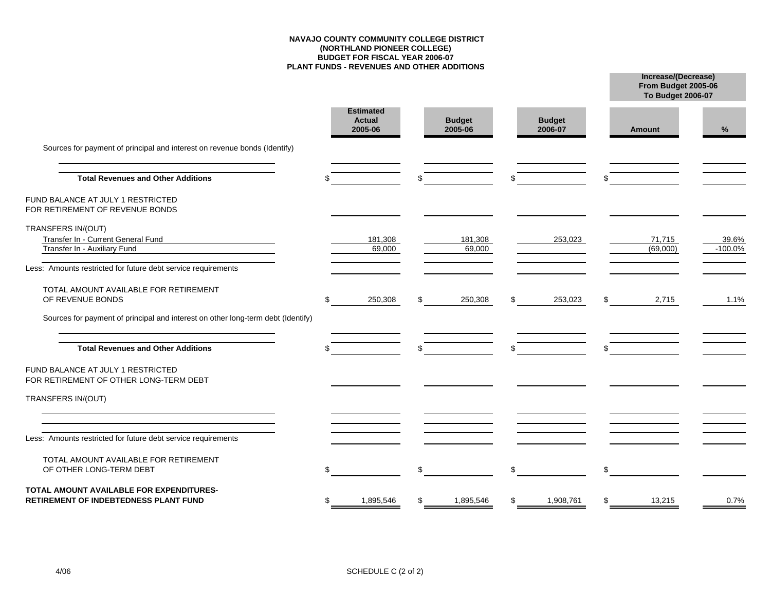**NAVAJO COUNTY COMMUNITY COLLEGE DISTRICT**
**(NORTHLAND PIONEER COLLEGE)**
**BUDGET FOR FISCAL YEAR 2006-07**
**PLANT FUNDS - REVENUES AND OTHER ADDITIONS**

| | Estimated Actual 2005-06 | Budget 2005-06 | Budget 2006-07 | Increase/(Decrease) From Budget 2005-06 To Budget 2006-07 Amount | % |
|---|---|---|---|---|---|
| Sources for payment of principal and interest on revenue bonds (Identify) | | | | | |
| | | | | | |
| **Total Revenues and Other Additions** | $ | $ | $ | $ | |
| FUND BALANCE AT JULY 1 RESTRICTED FOR RETIREMENT OF REVENUE BONDS | | | | | |
| TRANSFERS IN/(OUT) | | | | | |
| Transfer In - Current General Fund | 181,308 | 181,308 | 253,023 | 71,715 | 39.6% |
| Transfer In - Auxiliary Fund | 69,000 | 69,000 | | (69,000) | -100.0% |
| Less: Amounts restricted for future debt service requirements | | | | | |
| TOTAL AMOUNT AVAILABLE FOR RETIREMENT OF REVENUE BONDS | $ 250,308 | $ 250,308 | $ 253,023 | $ 2,715 | 1.1% |
| Sources for payment of principal and interest on other long-term debt (Identify) | | | | | |
| | | | | | |
| **Total Revenues and Other Additions** | $ | $ | $ | $ | |
| FUND BALANCE AT JULY 1 RESTRICTED FOR RETIREMENT OF OTHER LONG-TERM DEBT | | | | | |
| TRANSFERS IN/(OUT) | | | | | |
| | | | | | |
| | | | | | |
| Less: Amounts restricted for future debt service requirements | | | | | |
| TOTAL AMOUNT AVAILABLE FOR RETIREMENT OF OTHER LONG-TERM DEBT | $ | $ | $ | $ | |
| **TOTAL AMOUNT AVAILABLE FOR EXPENDITURES-RETIREMENT OF INDEBTEDNESS PLANT FUND** | $ 1,895,546 | $ 1,895,546 | $ 1,908,761 | $ 13,215 | 0.7% |

4/06

SCHEDULE C (2 of 2)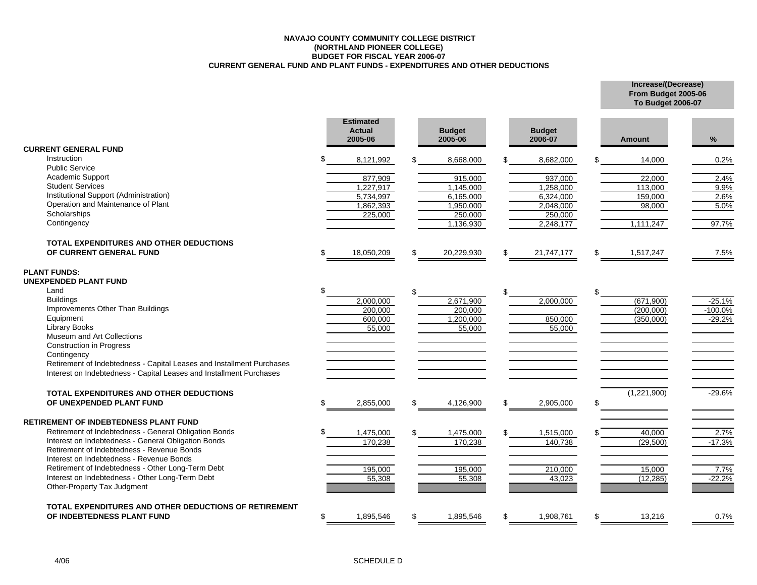**NAVAJO COUNTY COMMUNITY COLLEGE DISTRICT**
**(NORTHLAND PIONEER COLLEGE)**
**BUDGET FOR FISCAL YEAR 2006-07**
**CURRENT GENERAL FUND AND PLANT FUNDS - EXPENDITURES AND OTHER DEDUCTIONS**

| | Estimated Actual 2005-06 | Budget 2005-06 | Budget 2006-07 | Increase/(Decrease) From Budget 2005-06 To Budget 2006-07 Amount | % |
|---|---|---|---|---|---|
| **CURRENT GENERAL FUND** | | | | | |
| Instruction | $ 8,121,992 | $ 8,668,000 | $ 8,682,000 | $ 14,000 | 0.2% |
| Public Service | | | | | |
| Academic Support | 877,909 | 915,000 | 937,000 | 22,000 | 2.4% |
| Student Services | 1,227,917 | 1,145,000 | 1,258,000 | 113,000 | 9.9% |
| Institutional Support (Administration) | 5,734,997 | 6,165,000 | 6,324,000 | 159,000 | 2.6% |
| Operation and Maintenance of Plant | 1,862,393 | 1,950,000 | 2,048,000 | 98,000 | 5.0% |
| Scholarships | 225,000 | 250,000 | 250,000 | | |
| Contingency | | 1,136,930 | 2,248,177 | 1,111,247 | 97.7% |
| **TOTAL EXPENDITURES AND OTHER DEDUCTIONS OF CURRENT GENERAL FUND** | $ 18,050,209 | $ 20,229,930 | $ 21,747,177 | $ 1,517,247 | 7.5% |
| **PLANT FUNDS:** | | | | | |
| **UNEXPENDED PLANT FUND** | | | | | |
| Land | $ | $ | $ | $ | |
| Buildings | 2,000,000 | 2,671,900 | 2,000,000 | (671,900) | -25.1% |
| Improvements Other Than Buildings | 200,000 | 200,000 | | (200,000) | -100.0% |
| Equipment | 600,000 | 1,200,000 | 850,000 | (350,000) | -29.2% |
| Library Books | 55,000 | 55,000 | 55,000 | | |
| Museum and Art Collections | | | | | |
| Construction in Progress | | | | | |
| Contingency | | | | | |
| Retirement of Indebtedness - Capital Leases and Installment Purchases | | | | | |
| Interest on Indebtedness - Capital Leases and Installment Purchases | | | | | |
| **TOTAL EXPENDITURES AND OTHER DEDUCTIONS OF UNEXPENDED PLANT FUND** | $ 2,855,000 | $ 4,126,900 | $ 2,905,000 | $ (1,221,900) | -29.6% |
| **RETIREMENT OF INDEBTEDNESS PLANT FUND** | | | | | |
| Retirement of Indebtedness - General Obligation Bonds | $ 1,475,000 | $ 1,475,000 | $ 1,515,000 | $ 40,000 | 2.7% |
| Interest on Indebtedness - General Obligation Bonds | 170,238 | 170,238 | 140,738 | (29,500) | -17.3% |
| Retirement of Indebtedness - Revenue Bonds | | | | | |
| Interest on Indebtedness - Revenue Bonds | | | | | |
| Retirement of Indebtedness - Other Long-Term Debt | 195,000 | 195,000 | 210,000 | 15,000 | 7.7% |
| Interest on Indebtedness - Other Long-Term Debt | 55,308 | 55,308 | 43,023 | (12,285) | -22.2% |
| Other-Property Tax Judgment | | | | | |
| **TOTAL EXPENDITURES AND OTHER DEDUCTIONS OF RETIREMENT OF INDEBTEDNESS PLANT FUND** | $ 1,895,546 | $ 1,895,546 | $ 1,908,761 | $ 13,216 | 0.7% |

4/06

SCHEDULE D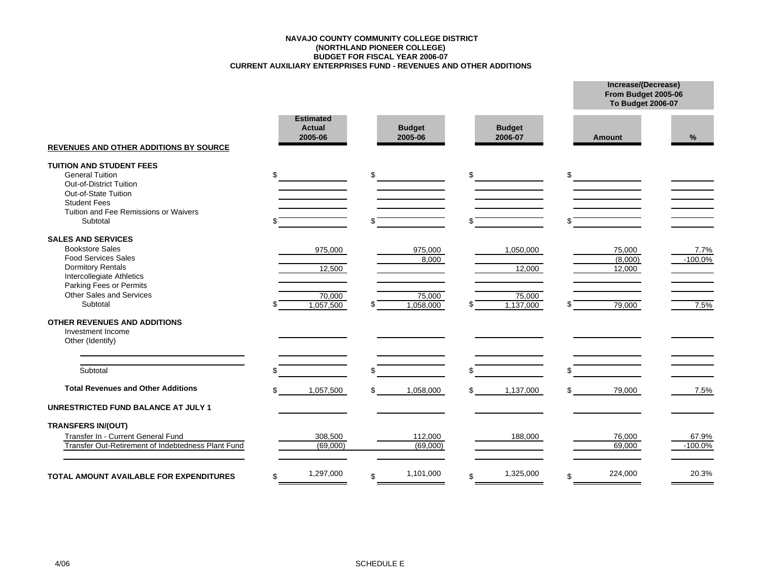**NAVAJO COUNTY COMMUNITY COLLEGE DISTRICT**
**(NORTHLAND PIONEER COLLEGE)**
**BUDGET FOR FISCAL YEAR 2006-07**
**CURRENT AUXILIARY ENTERPRISES FUND - REVENUES AND OTHER ADDITIONS**

| | Estimated Actual 2005-06 | Budget 2005-06 | Budget 2006-07 | Increase/(Decrease) From Budget 2005-06 To Budget 2006-07 | |
|---|---|---|---|---|---|
| | | | | Amount | % |
| **REVENUES AND OTHER ADDITIONS BY SOURCE** | | | | | |
| **TUITION AND STUDENT FEES** | | | | | |
| General Tuition | $ | $ | $ | $ | |
| Out-of-District Tuition | | | | | |
| Out-of-State Tuition | | | | | |
| Student Fees | | | | | |
| Tuition and Fee Remissions or Waivers | | | | | |
| Subtotal | $ | $ | $ | $ | |
| **SALES AND SERVICES** | | | | | |
| Bookstore Sales | 975,000 | 975,000 | 1,050,000 | 75,000 | 7.7% |
| Food Services Sales | | 8,000 | | (8,000) | -100.0% |
| Dormitory Rentals | 12,500 | | 12,000 | 12,000 | |
| Intercollegiate Athletics | | | | | |
| Parking Fees or Permits | | | | | |
| Other Sales and Services | 70,000 | 75,000 | 75,000 | | |
| Subtotal | $ 1,057,500 | $ 1,058,000 | $ 1,137,000 | $ 79,000 | 7.5% |
| **OTHER REVENUES AND ADDITIONS** | | | | | |
| Investment Income | | | | | |
| Other (Identify) | | | | | |
| | | | | | |
| | | | | | |
| Subtotal | $ | $ | $ | $ | |
| **Total Revenues and Other Additions** | $ 1,057,500 | $ 1,058,000 | $ 1,137,000 | $ 79,000 | 7.5% |
| **UNRESTRICTED FUND BALANCE AT JULY 1** | | | | | |
| **TRANSFERS IN/(OUT)** | | | | | |
| Transfer In - Current General Fund | 308,500 | 112,000 | 188,000 | 76,000 | 67.9% |
| Transfer Out-Retirement of Indebtedness Plant Fund | (69,000) | (69,000) | | 69,000 | -100.0% |
| | | | | | |
| **TOTAL AMOUNT AVAILABLE FOR EXPENDITURES** | $ 1,297,000 | $ 1,101,000 | $ 1,325,000 | $ 224,000 | 20.3% |

4/06 SCHEDULE E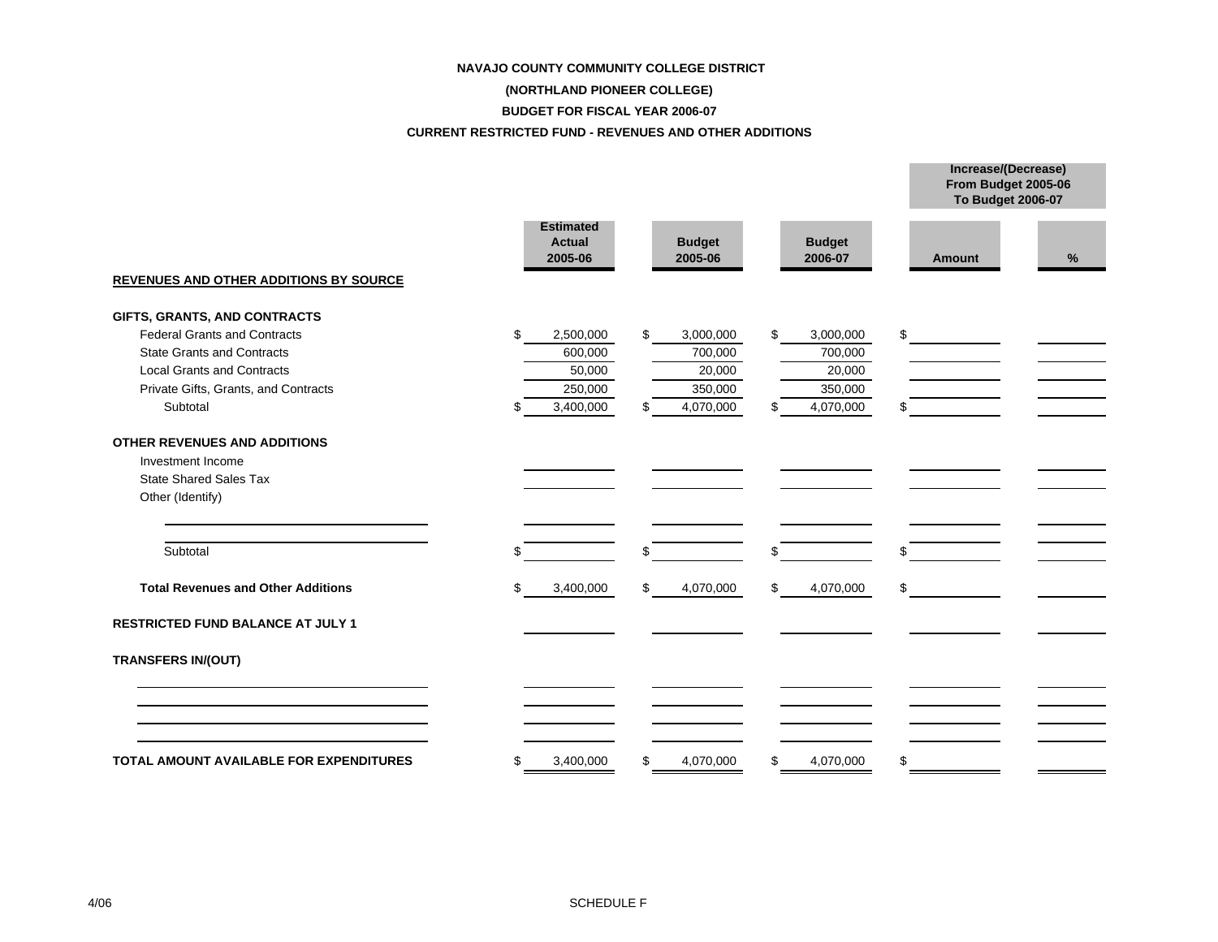**NAVAJO COUNTY COMMUNITY COLLEGE DISTRICT**

**(NORTHLAND PIONEER COLLEGE)**

**BUDGET FOR FISCAL YEAR 2006-07**

**CURRENT RESTRICTED FUND - REVENUES AND OTHER ADDITIONS**

| | Estimated Actual 2005-06 | Budget 2005-06 | Budget 2006-07 | Increase/(Decrease) From Budget 2005-06 To Budget 2006-07 | |
|---|---|---|---|---|---|
| | | | | Amount | % |
| **REVENUES AND OTHER ADDITIONS BY SOURCE** | | | | | |
| **GIFTS, GRANTS, AND CONTRACTS** | | | | | |
| Federal Grants and Contracts | $ 2,500,000 | $ 3,000,000 | $ 3,000,000 | $ | |
| State Grants and Contracts | 600,000 | 700,000 | 700,000 | | |
| Local Grants and Contracts | 50,000 | 20,000 | 20,000 | | |
| Private Gifts, Grants, and Contracts | 250,000 | 350,000 | 350,000 | | |
| Subtotal | $ 3,400,000 | $ 4,070,000 | $ 4,070,000 | $ | |
| **OTHER REVENUES AND ADDITIONS** | | | | | |
| Investment Income | | | | | |
| State Shared Sales Tax | | | | | |
| Other (Identify) | | | | | |
| | | | | | |
| | | | | | |
| Subtotal | $ | $ | $ | $ | |
| **Total Revenues and Other Additions** | $ 3,400,000 | $ 4,070,000 | $ 4,070,000 | $ | |
| **RESTRICTED FUND BALANCE AT JULY 1** | | | | | |
| **TRANSFERS IN/(OUT)** | | | | | |
| | | | | | |
| | | | | | |
| | | | | | |
| | | | | | |
| **TOTAL AMOUNT AVAILABLE FOR EXPENDITURES** | $ 3,400,000 | $ 4,070,000 | $ 4,070,000 | $ | |

4/06

SCHEDULE F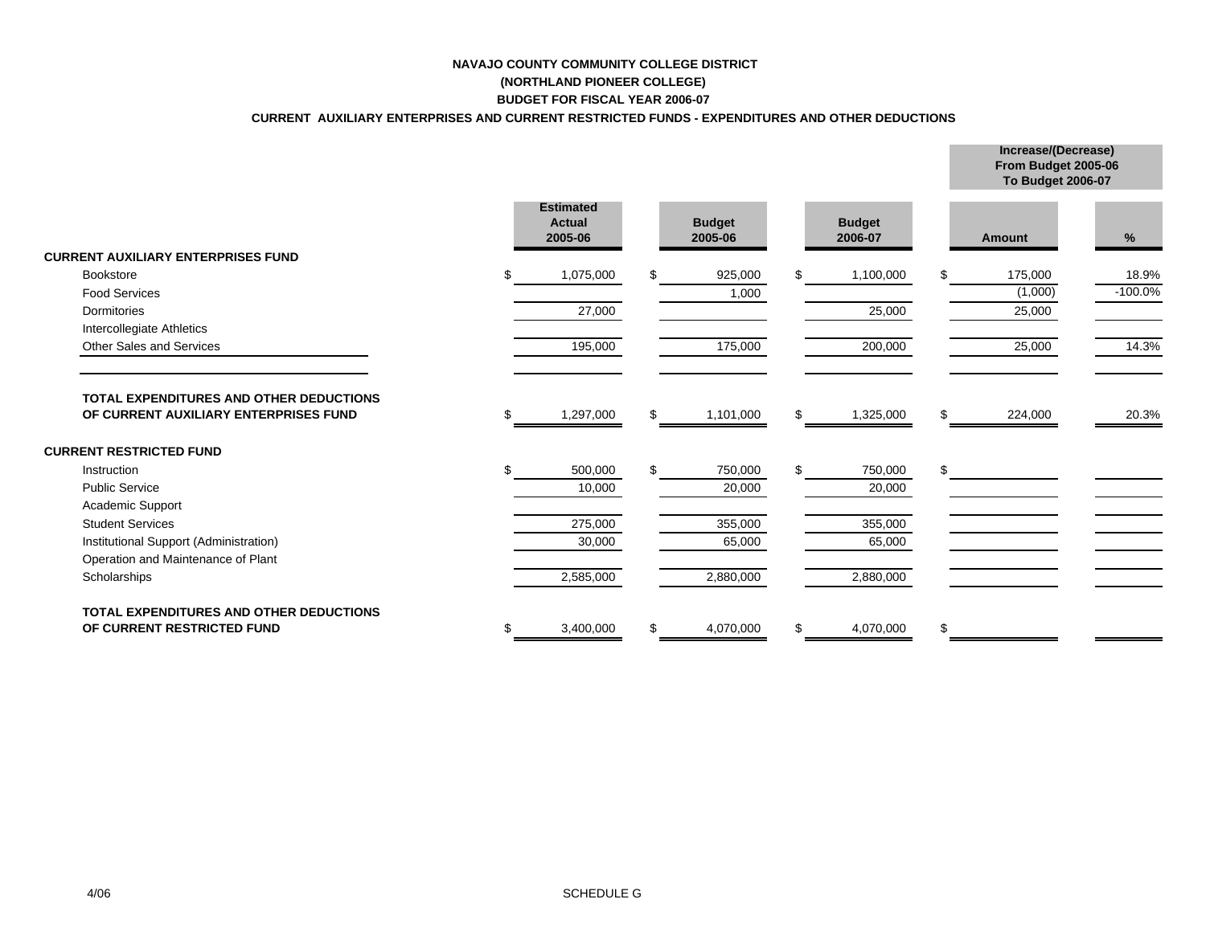**NAVAJO COUNTY COMMUNITY COLLEGE DISTRICT**
**(NORTHLAND PIONEER COLLEGE)**
**BUDGET FOR FISCAL YEAR 2006-07**
**CURRENT AUXILIARY ENTERPRISES AND CURRENT RESTRICTED FUNDS - EXPENDITURES AND OTHER DEDUCTIONS**

| | Estimated Actual 2005-06 | Budget 2005-06 | Budget 2006-07 | Increase/(Decrease) From Budget 2005-06 To Budget 2006-07 | |
|---|---|---|---|---|---|
| | | | | Amount | % |
| **CURRENT AUXILIARY ENTERPRISES FUND** | | | | | |
| Bookstore | $ 1,075,000 | $ 925,000 | $ 1,100,000 | $ 175,000 | 18.9% |
| Food Services | | 1,000 | | (1,000) | -100.0% |
| Dormitories | 27,000 | | 25,000 | 25,000 | |
| Intercollegiate Athletics | | | | | |
| Other Sales and Services | 195,000 | 175,000 | 200,000 | 25,000 | 14.3% |
| | | | | | |
| **TOTAL EXPENDITURES AND OTHER DEDUCTIONS OF CURRENT AUXILIARY ENTERPRISES FUND** | $ 1,297,000 | $ 1,101,000 | $ 1,325,000 | $ 224,000 | 20.3% |
| **CURRENT RESTRICTED FUND** | | | | | |
| Instruction | $ 500,000 | $ 750,000 | $ 750,000 | $ | |
| Public Service | 10,000 | 20,000 | 20,000 | | |
| Academic Support | | | | | |
| Student Services | 275,000 | 355,000 | 355,000 | | |
| Institutional Support (Administration) | 30,000 | 65,000 | 65,000 | | |
| Operation and Maintenance of Plant | | | | | |
| Scholarships | 2,585,000 | 2,880,000 | 2,880,000 | | |
| **TOTAL EXPENDITURES AND OTHER DEDUCTIONS OF CURRENT RESTRICTED FUND** | $ 3,400,000 | $ 4,070,000 | $ 4,070,000 | $ | |

4/06

SCHEDULE G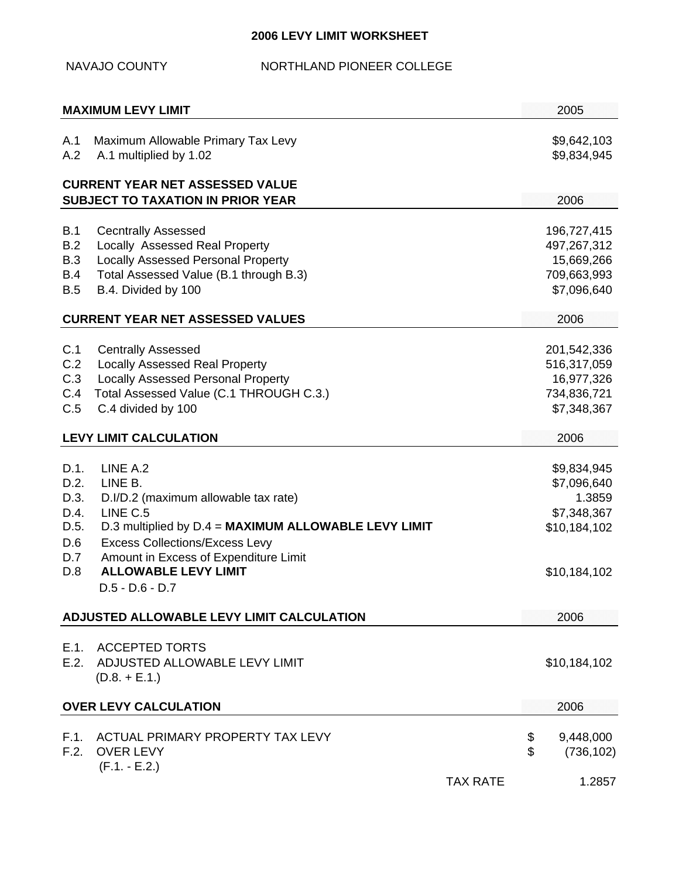# 2006 LEVY LIMIT WORKSHEET

NAVAJO COUNTY NORTHLAND PIONEER COLLEGE

| MAXIMUM LEVY LIMIT | | 2005 |
|---|---|---|
| A.1 | Maximum Allowable Primary Tax Levy | $9,642,103 |
| A.2 | A.1 multiplied by 1.02 | $9,834,945 |

| CURRENT YEAR NET ASSESSED VALUE SUBJECT TO TAXATION IN PRIOR YEAR | | 2006 |
|---|---|---|
| B.1 | Cecntrally Assessed | 196,727,415 |
| B.2 | Locally Assessed Real Property | 497,267,312 |
| B.3 | Locally Assessed Personal Property | 15,669,266 |
| B.4 | Total Assessed Value (B.1 through B.3) | 709,663,993 |
| B.5 | B.4. Divided by 100 | $7,096,640 |

| CURRENT YEAR NET ASSESSED VALUES | | 2006 |
|---|---|---|
| C.1 | Centrally Assessed | 201,542,336 |
| C.2 | Locally Assessed Real Property | 516,317,059 |
| C.3 | Locally Assessed Personal Property | 16,977,326 |
| C.4 | Total Assessed Value (C.1 THROUGH C.3.) | 734,836,721 |
| C.5 | C.4 divided by 100 | $7,348,367 |

| LEVY LIMIT CALCULATION | | 2006 |
|---|---|---|
| D.1. | LINE A.2 | $9,834,945 |
| D.2. | LINE B. | $7,096,640 |
| D.3. | D.I/D.2 (maximum allowable tax rate) | 1.3859 |
| D.4. | LINE C.5 | $7,348,367 |
| D.5. | D.3 multiplied by D.4 = **MAXIMUM ALLOWABLE LEVY LIMIT** | $10,184,102 |
| D.6 | Excess Collections/Excess Levy | |
| D.7 | Amount in Excess of Expenditure Limit | |
| D.8 | **ALLOWABLE LEVY LIMIT** D.5 - D.6 - D.7 | $10,184,102 |

| ADJUSTED ALLOWABLE LEVY LIMIT CALCULATION | | 2006 |
|---|---|---|
| E.1. | ACCEPTED TORTS | |
| E.2. | ADJUSTED ALLOWABLE LEVY LIMIT (D.8. + E.1.) | $10,184,102 |

| OVER LEVY CALCULATION | | 2006 |
|---|---|---|
| F.1. | ACTUAL PRIMARY PROPERTY TAX LEVY | $ 9,448,000 |
| F.2. | OVER LEVY (F.1. - E.2.) | $ (736,102) |
| | TAX RATE | 1.2857 |